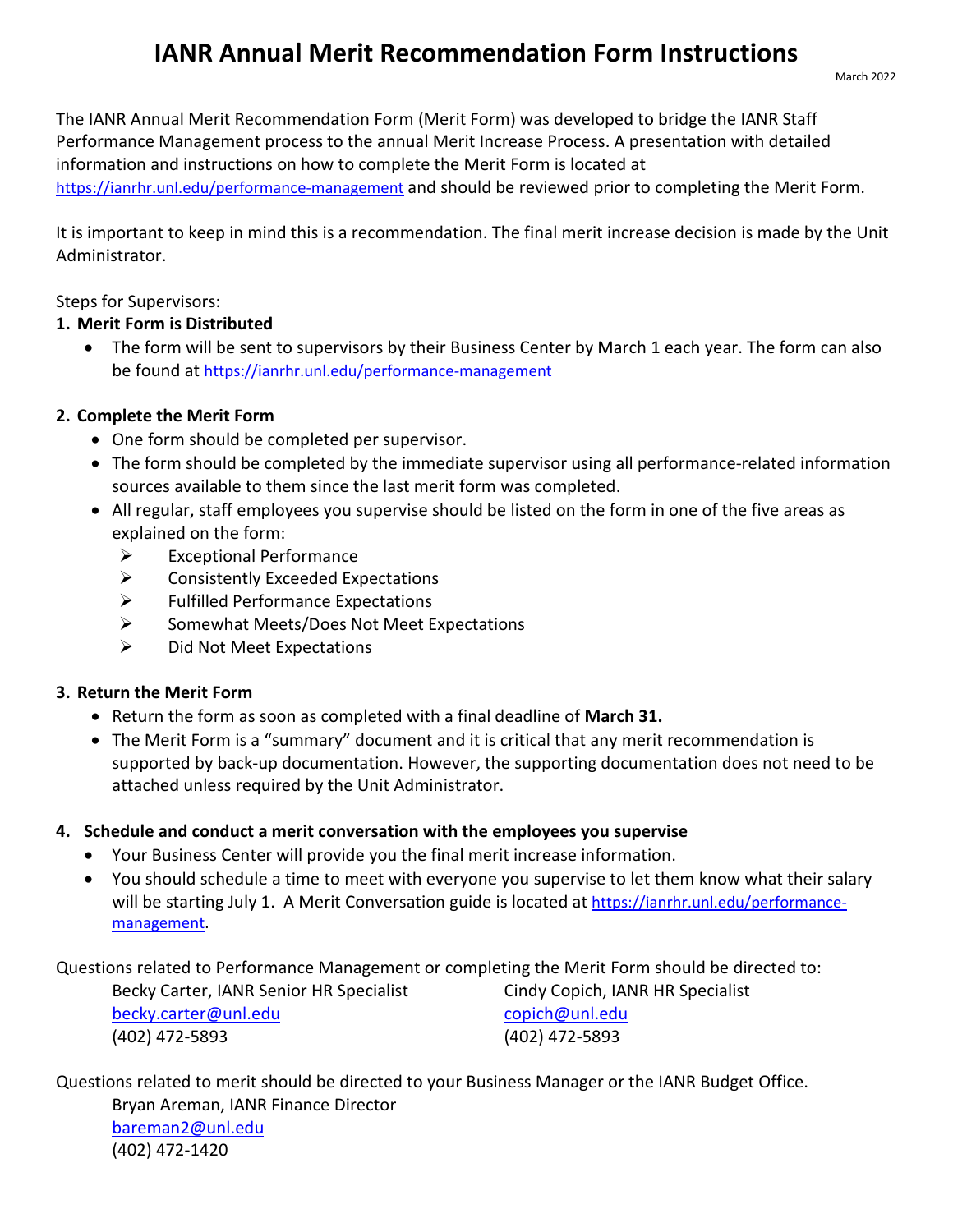# IANR Annual Merit Recommendation Form Instructions

March 2022

The IANR Annual Merit Recommendation Form (Merit Form) was developed to bridge the IANR Staff Performance Management process to the annual Merit Increase Process. A presentation with detailed information and instructions on how to complete the Merit Form is located at https://ianrhr.unl.edu/performance-management and should be reviewed prior to completing the Merit Form.

It is important to keep in mind this is a recommendation. The final merit increase decision is made by the Unit Administrator.

Steps for Supervisors:

1. **Merit Form is Distributed**
   - The form will be sent to supervisors by their Business Center by March 1 each year. The form can also be found at https://ianrhr.unl.edu/performance-management

2. **Complete the Merit Form**
   - One form should be completed per supervisor.
   - The form should be completed by the immediate supervisor using all performance-related information sources available to them since the last merit form was completed.
   - All regular, staff employees you supervise should be listed on the form in one of the five areas as explained on the form:
     - Exceptional Performance
     - Consistently Exceeded Expectations
     - Fulfilled Performance Expectations
     - Somewhat Meets/Does Not Meet Expectations
     - Did Not Meet Expectations

3. **Return the Merit Form**
   - Return the form as soon as completed with a final deadline of **March 31.**
   - The Merit Form is a "summary" document and it is critical that any merit recommendation is supported by back-up documentation. However, the supporting documentation does not need to be attached unless required by the Unit Administrator.

4. **Schedule and conduct a merit conversation with the employees you supervise**
   - Your Business Center will provide you the final merit increase information.
   - You should schedule a time to meet with everyone you supervise to let them know what their salary will be starting July 1. A Merit Conversation guide is located at https://ianrhr.unl.edu/performance-management.

Questions related to Performance Management or completing the Merit Form should be directed to:

Becky Carter, IANR Senior HR Specialist
becky.carter@unl.edu
(402) 472-5893

Cindy Copich, IANR HR Specialist
copich@unl.edu
(402) 472-5893

Questions related to merit should be directed to your Business Manager or the IANR Budget Office.

Bryan Areman, IANR Finance Director
bareman2@unl.edu
(402) 472-1420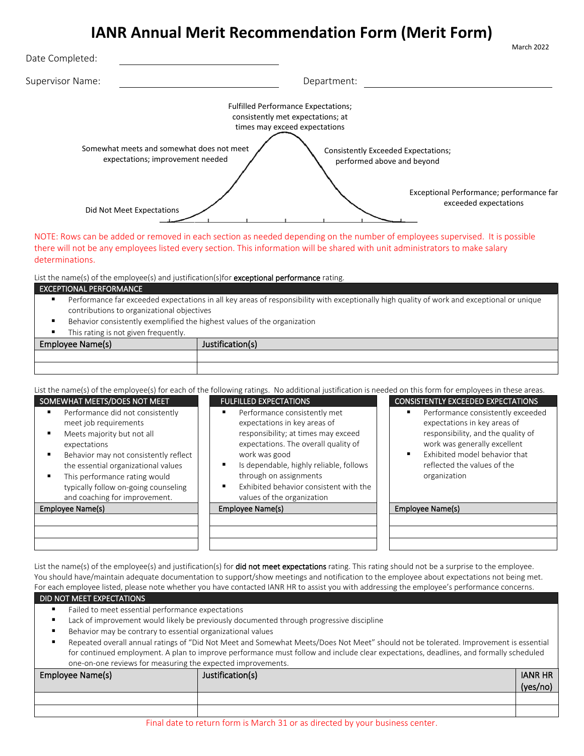# IANR Annual Merit Recommendation Form (Merit Form)

March 2022

Date Completed: ____________________

Supervisor Name: ____________________ Department: ____________________

Fulfilled Performance Expectations; consistently met expectations; at times may exceed expectations

Somewhat meets and somewhat does not meet expectations; improvement needed

Consistently Exceeded Expectations; performed above and beyond

Exceptional Performance; performance far exceeded expectations

Did Not Meet Expectations

NOTE: Rows can be added or removed in each section as needed depending on the number of employees supervised. It is possible there will not be any employees listed every section. This information will be shared with unit administrators to make salary determinations.

List the name(s) of the employee(s) and justification(s)for **exceptional performance** rating.

**EXCEPTIONAL PERFORMANCE**

- Performance far exceeded expectations in all key areas of responsibility with exceptionally high quality of work and exceptional or unique contributions to organizational objectives
- Behavior consistently exemplified the highest values of the organization
- This rating is not given frequently.

| Employee Name(s) | Justification(s) |
|---|---|
| | |
| | |

List the name(s) of the employee(s) for each of the following ratings. No additional justification is needed on this form for employees in these areas.

**SOMEWHAT MEETS/DOES NOT MEET**

- Performance did not consistently meet job requirements
- Meets majority but not all expectations
- Behavior may not consistently reflect the essential organizational values
- This performance rating would typically follow on-going counseling and coaching for improvement.

| Employee Name(s) |
|---|
| |
| |
| |

**FULFILLED EXPECTATIONS**

- Performance consistently met expectations in key areas of responsibility; at times may exceed expectations. The overall quality of work was good
- Is dependable, highly reliable, follows through on assignments
- Exhibited behavior consistent with the values of the organization

| Employee Name(s) |
|---|
| |
| |
| |

**CONSISTENTLY EXCEEDED EXPECTATIONS**

- Performance consistently exceeded expectations in key areas of responsibility, and the quality of work was generally excellent
- Exhibited model behavior that reflected the values of the organization

| Employee Name(s) |
|---|
| |
| |
| |

List the name(s) of the employee(s) and justification(s) for **did not meet expectations** rating. This rating should not be a surprise to the employee. You should have/maintain adequate documentation to support/show meetings and notification to the employee about expectations not being met. For each employee listed, please note whether you have contacted IANR HR to assist you with addressing the employee's performance concerns.

**DID NOT MEET EXPECTATIONS**

- Failed to meet essential performance expectations
- Lack of improvement would likely be previously documented through progressive discipline
- Behavior may be contrary to essential organizational values
- Repeated overall annual ratings of "Did Not Meet and Somewhat Meets/Does Not Meet" should not be tolerated. Improvement is essential for continued employment. A plan to improve performance must follow and include clear expectations, deadlines, and formally scheduled one-on-one reviews for measuring the expected improvements.

| Employee Name(s) | Justification(s) | IANR HR (yes/no) |
|---|---|---|
| | | |
| | | |

Final date to return form is March 31 or as directed by your business center.